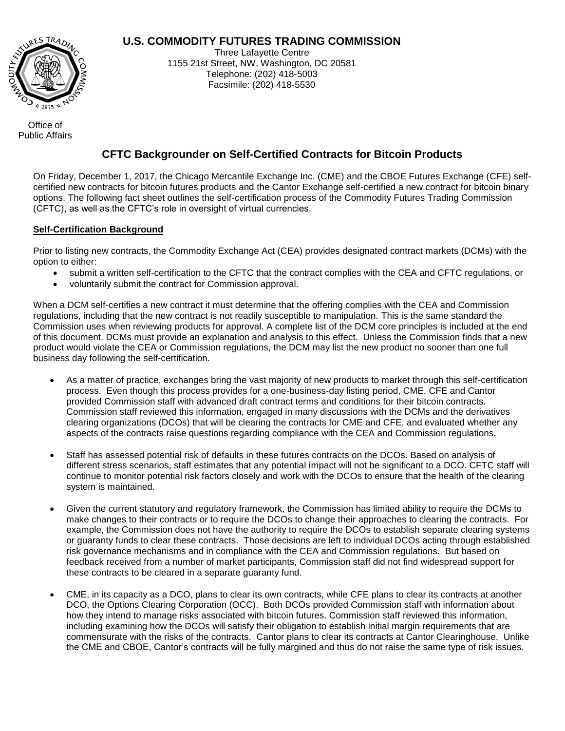# U.S. COMMODITY FUTURES TRADING COMMISSION

Three Lafayette Centre
1155 21st Street, NW, Washington, DC 20581
Telephone: (202) 418-5003
Facsimile: (202) 418-5530

Office of
Public Affairs

## CFTC Backgrounder on Self-Certified Contracts for Bitcoin Products

On Friday, December 1, 2017, the Chicago Mercantile Exchange Inc. (CME) and the CBOE Futures Exchange (CFE) self-certified new contracts for bitcoin futures products and the Cantor Exchange self-certified a new contract for bitcoin binary options. The following fact sheet outlines the self-certification process of the Commodity Futures Trading Commission (CFTC), as well as the CFTC's role in oversight of virtual currencies.

### Self-Certification Background

Prior to listing new contracts, the Commodity Exchange Act (CEA) provides designated contract markets (DCMs) with the option to either:

- submit a written self-certification to the CFTC that the contract complies with the CEA and CFTC regulations, or
- voluntarily submit the contract for Commission approval.

When a DCM self-certifies a new contract it must determine that the offering complies with the CEA and Commission regulations, including that the new contract is not readily susceptible to manipulation. This is the same standard the Commission uses when reviewing products for approval. A complete list of the DCM core principles is included at the end of this document. DCMs must provide an explanation and analysis to this effect. Unless the Commission finds that a new product would violate the CEA or Commission regulations, the DCM may list the new product no sooner than one full business day following the self-certification.

- As a matter of practice, exchanges bring the vast majority of new products to market through this self-certification process. Even though this process provides for a one-business-day listing period, CME, CFE and Cantor provided Commission staff with advanced draft contract terms and conditions for their bitcoin contracts. Commission staff reviewed this information, engaged in many discussions with the DCMs and the derivatives clearing organizations (DCOs) that will be clearing the contracts for CME and CFE, and evaluated whether any aspects of the contracts raise questions regarding compliance with the CEA and Commission regulations.
- Staff has assessed potential risk of defaults in these futures contracts on the DCOs. Based on analysis of different stress scenarios, staff estimates that any potential impact will not be significant to a DCO. CFTC staff will continue to monitor potential risk factors closely and work with the DCOs to ensure that the health of the clearing system is maintained.
- Given the current statutory and regulatory framework, the Commission has limited ability to require the DCMs to make changes to their contracts or to require the DCOs to change their approaches to clearing the contracts. For example, the Commission does not have the authority to require the DCOs to establish separate clearing systems or guaranty funds to clear these contracts. Those decisions are left to individual DCOs acting through established risk governance mechanisms and in compliance with the CEA and Commission regulations. But based on feedback received from a number of market participants, Commission staff did not find widespread support for these contracts to be cleared in a separate guaranty fund.
- CME, in its capacity as a DCO, plans to clear its own contracts, while CFE plans to clear its contracts at another DCO, the Options Clearing Corporation (OCC). Both DCOs provided Commission staff with information about how they intend to manage risks associated with bitcoin futures. Commission staff reviewed this information, including examining how the DCOs will satisfy their obligation to establish initial margin requirements that are commensurate with the risks of the contracts. Cantor plans to clear its contracts at Cantor Clearinghouse. Unlike the CME and CBOE, Cantor's contracts will be fully margined and thus do not raise the same type of risk issues.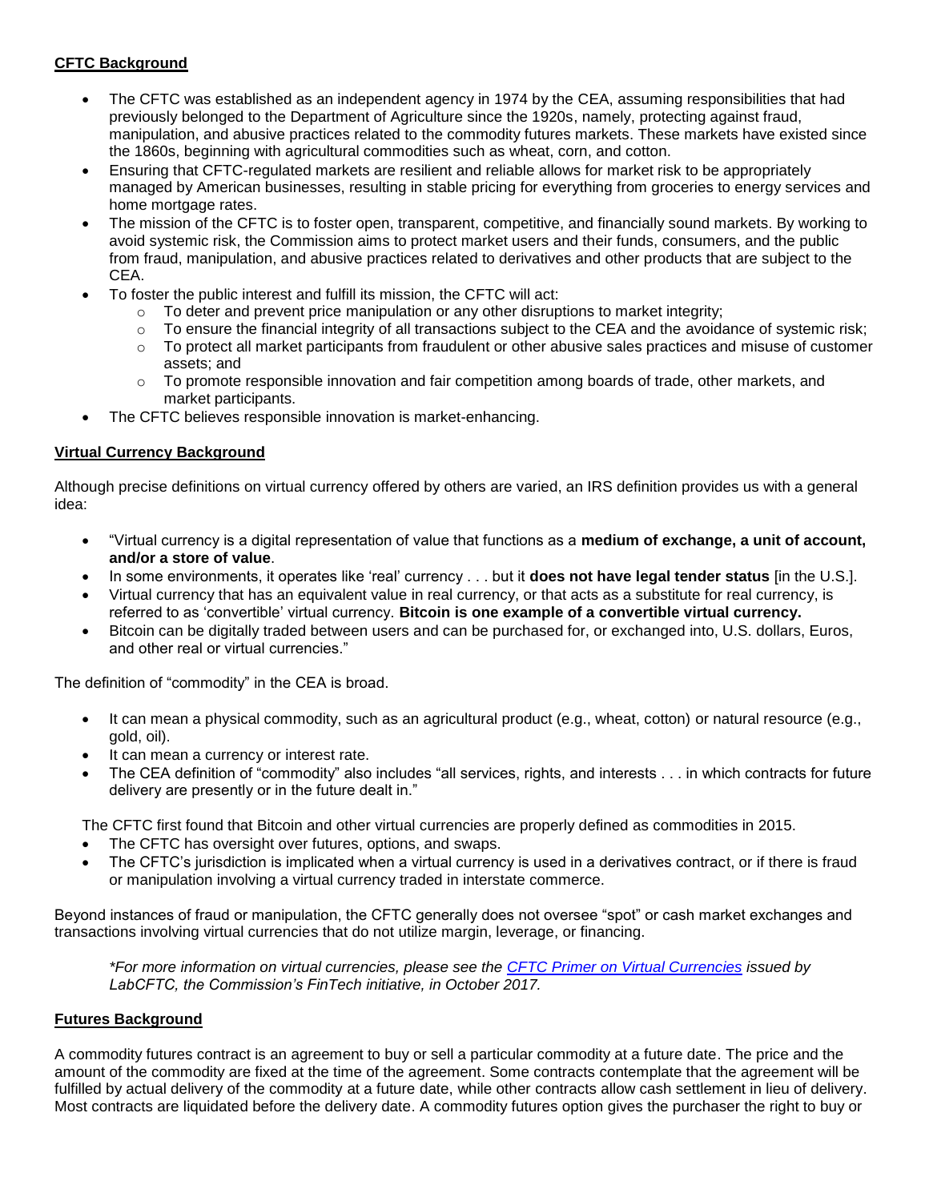**CFTC Background**

- The CFTC was established as an independent agency in 1974 by the CEA, assuming responsibilities that had previously belonged to the Department of Agriculture since the 1920s, namely, protecting against fraud, manipulation, and abusive practices related to the commodity futures markets. These markets have existed since the 1860s, beginning with agricultural commodities such as wheat, corn, and cotton.
- Ensuring that CFTC-regulated markets are resilient and reliable allows for market risk to be appropriately managed by American businesses, resulting in stable pricing for everything from groceries to energy services and home mortgage rates.
- The mission of the CFTC is to foster open, transparent, competitive, and financially sound markets. By working to avoid systemic risk, the Commission aims to protect market users and their funds, consumers, and the public from fraud, manipulation, and abusive practices related to derivatives and other products that are subject to the CEA.
- To foster the public interest and fulfill its mission, the CFTC will act:
  - To deter and prevent price manipulation or any other disruptions to market integrity;
  - To ensure the financial integrity of all transactions subject to the CEA and the avoidance of systemic risk;
  - To protect all market participants from fraudulent or other abusive sales practices and misuse of customer assets; and
  - To promote responsible innovation and fair competition among boards of trade, other markets, and market participants.
- The CFTC believes responsible innovation is market-enhancing.

**Virtual Currency Background**

Although precise definitions on virtual currency offered by others are varied, an IRS definition provides us with a general idea:

- "Virtual currency is a digital representation of value that functions as a **medium of exchange, a unit of account, and/or a store of value**.
- In some environments, it operates like 'real' currency . . . but it **does not have legal tender status** [in the U.S.].
- Virtual currency that has an equivalent value in real currency, or that acts as a substitute for real currency, is referred to as 'convertible' virtual currency. **Bitcoin is one example of a convertible virtual currency.**
- Bitcoin can be digitally traded between users and can be purchased for, or exchanged into, U.S. dollars, Euros, and other real or virtual currencies."

The definition of "commodity" in the CEA is broad.

- It can mean a physical commodity, such as an agricultural product (e.g., wheat, cotton) or natural resource (e.g., gold, oil).
- It can mean a currency or interest rate.
- The CEA definition of "commodity" also includes "all services, rights, and interests . . . in which contracts for future delivery are presently or in the future dealt in."

The CFTC first found that Bitcoin and other virtual currencies are properly defined as commodities in 2015.

- The CFTC has oversight over futures, options, and swaps.
- The CFTC's jurisdiction is implicated when a virtual currency is used in a derivatives contract, or if there is fraud or manipulation involving a virtual currency traded in interstate commerce.

Beyond instances of fraud or manipulation, the CFTC generally does not oversee "spot" or cash market exchanges and transactions involving virtual currencies that do not utilize margin, leverage, or financing.

*\*For more information on virtual currencies, please see the CFTC Primer on Virtual Currencies issued by LabCFTC, the Commission's FinTech initiative, in October 2017.*

**Futures Background**

A commodity futures contract is an agreement to buy or sell a particular commodity at a future date. The price and the amount of the commodity are fixed at the time of the agreement. Some contracts contemplate that the agreement will be fulfilled by actual delivery of the commodity at a future date, while other contracts allow cash settlement in lieu of delivery. Most contracts are liquidated before the delivery date. A commodity futures option gives the purchaser the right to buy or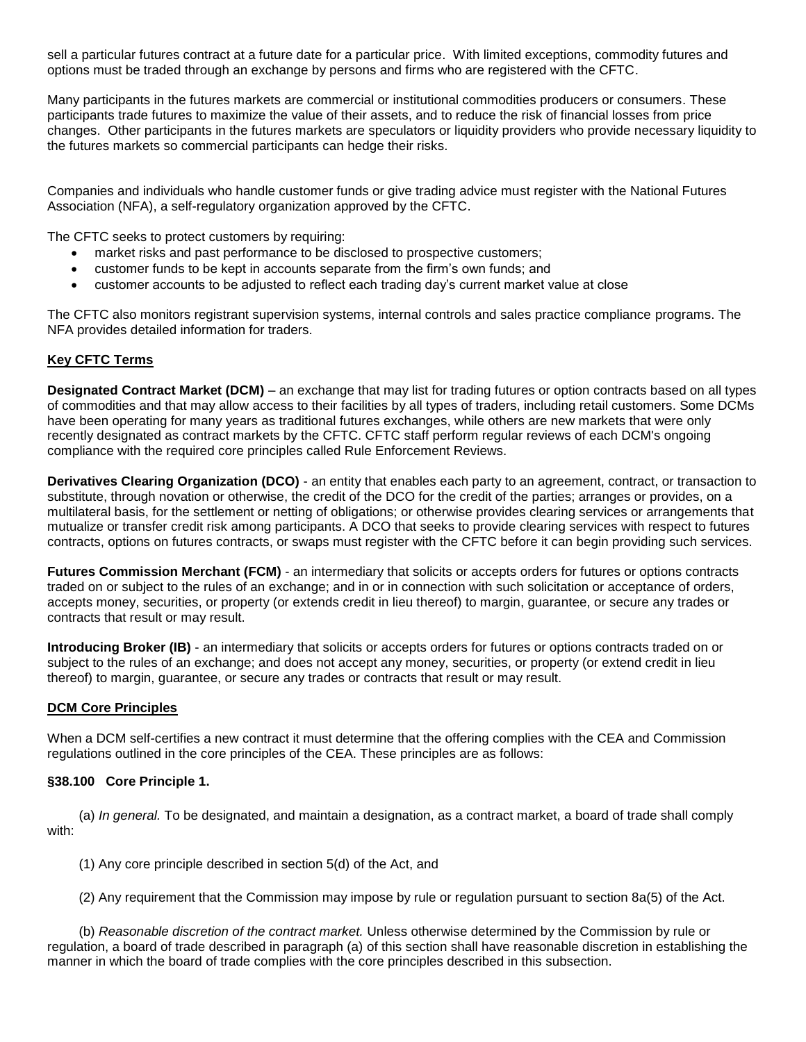sell a particular futures contract at a future date for a particular price. With limited exceptions, commodity futures and options must be traded through an exchange by persons and firms who are registered with the CFTC.

Many participants in the futures markets are commercial or institutional commodities producers or consumers. These participants trade futures to maximize the value of their assets, and to reduce the risk of financial losses from price changes. Other participants in the futures markets are speculators or liquidity providers who provide necessary liquidity to the futures markets so commercial participants can hedge their risks.

Companies and individuals who handle customer funds or give trading advice must register with the National Futures Association (NFA), a self-regulatory organization approved by the CFTC.

The CFTC seeks to protect customers by requiring:

- market risks and past performance to be disclosed to prospective customers;
- customer funds to be kept in accounts separate from the firm's own funds; and
- customer accounts to be adjusted to reflect each trading day's current market value at close

The CFTC also monitors registrant supervision systems, internal controls and sales practice compliance programs. The NFA provides detailed information for traders.

## Key CFTC Terms

**Designated Contract Market (DCM)** – an exchange that may list for trading futures or option contracts based on all types of commodities and that may allow access to their facilities by all types of traders, including retail customers. Some DCMs have been operating for many years as traditional futures exchanges, while others are new markets that were only recently designated as contract markets by the CFTC. CFTC staff perform regular reviews of each DCM's ongoing compliance with the required core principles called Rule Enforcement Reviews.

**Derivatives Clearing Organization (DCO)** - an entity that enables each party to an agreement, contract, or transaction to substitute, through novation or otherwise, the credit of the DCO for the credit of the parties; arranges or provides, on a multilateral basis, for the settlement or netting of obligations; or otherwise provides clearing services or arrangements that mutualize or transfer credit risk among participants. A DCO that seeks to provide clearing services with respect to futures contracts, options on futures contracts, or swaps must register with the CFTC before it can begin providing such services.

**Futures Commission Merchant (FCM)** - an intermediary that solicits or accepts orders for futures or options contracts traded on or subject to the rules of an exchange; and in or in connection with such solicitation or acceptance of orders, accepts money, securities, or property (or extends credit in lieu thereof) to margin, guarantee, or secure any trades or contracts that result or may result.

**Introducing Broker (IB)** - an intermediary that solicits or accepts orders for futures or options contracts traded on or subject to the rules of an exchange; and does not accept any money, securities, or property (or extend credit in lieu thereof) to margin, guarantee, or secure any trades or contracts that result or may result.

## DCM Core Principles

When a DCM self-certifies a new contract it must determine that the offering complies with the CEA and Commission regulations outlined in the core principles of the CEA. These principles are as follows:

### §38.100 Core Principle 1.

(a) *In general.* To be designated, and maintain a designation, as a contract market, a board of trade shall comply with:

(1) Any core principle described in section 5(d) of the Act, and

(2) Any requirement that the Commission may impose by rule or regulation pursuant to section 8a(5) of the Act.

(b) *Reasonable discretion of the contract market.* Unless otherwise determined by the Commission by rule or regulation, a board of trade described in paragraph (a) of this section shall have reasonable discretion in establishing the manner in which the board of trade complies with the core principles described in this subsection.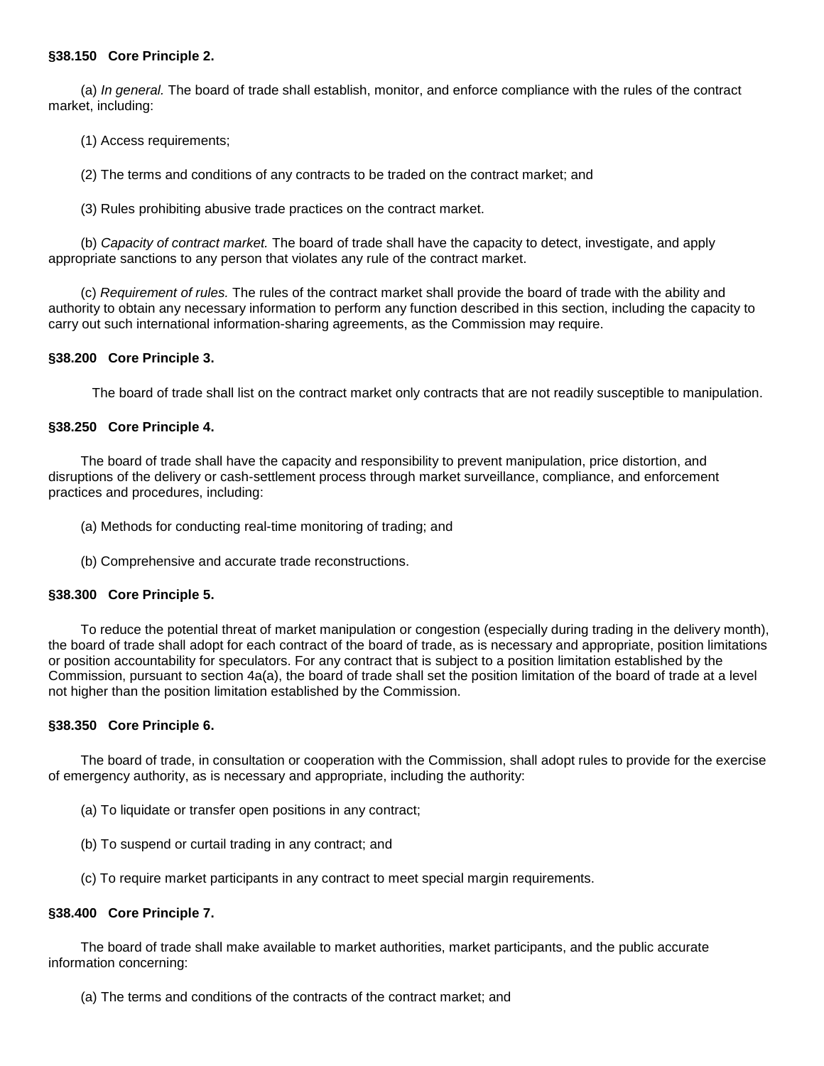### §38.150 Core Principle 2.

(a) *In general.* The board of trade shall establish, monitor, and enforce compliance with the rules of the contract market, including:

(1) Access requirements;

(2) The terms and conditions of any contracts to be traded on the contract market; and

(3) Rules prohibiting abusive trade practices on the contract market.

(b) *Capacity of contract market.* The board of trade shall have the capacity to detect, investigate, and apply appropriate sanctions to any person that violates any rule of the contract market.

(c) *Requirement of rules.* The rules of the contract market shall provide the board of trade with the ability and authority to obtain any necessary information to perform any function described in this section, including the capacity to carry out such international information-sharing agreements, as the Commission may require.

### §38.200 Core Principle 3.

The board of trade shall list on the contract market only contracts that are not readily susceptible to manipulation.

### §38.250 Core Principle 4.

The board of trade shall have the capacity and responsibility to prevent manipulation, price distortion, and disruptions of the delivery or cash-settlement process through market surveillance, compliance, and enforcement practices and procedures, including:

(a) Methods for conducting real-time monitoring of trading; and

(b) Comprehensive and accurate trade reconstructions.

### §38.300 Core Principle 5.

To reduce the potential threat of market manipulation or congestion (especially during trading in the delivery month), the board of trade shall adopt for each contract of the board of trade, as is necessary and appropriate, position limitations or position accountability for speculators. For any contract that is subject to a position limitation established by the Commission, pursuant to section 4a(a), the board of trade shall set the position limitation of the board of trade at a level not higher than the position limitation established by the Commission.

### §38.350 Core Principle 6.

The board of trade, in consultation or cooperation with the Commission, shall adopt rules to provide for the exercise of emergency authority, as is necessary and appropriate, including the authority:

(a) To liquidate or transfer open positions in any contract;

(b) To suspend or curtail trading in any contract; and

(c) To require market participants in any contract to meet special margin requirements.

### §38.400 Core Principle 7.

The board of trade shall make available to market authorities, market participants, and the public accurate information concerning:

(a) The terms and conditions of the contracts of the contract market; and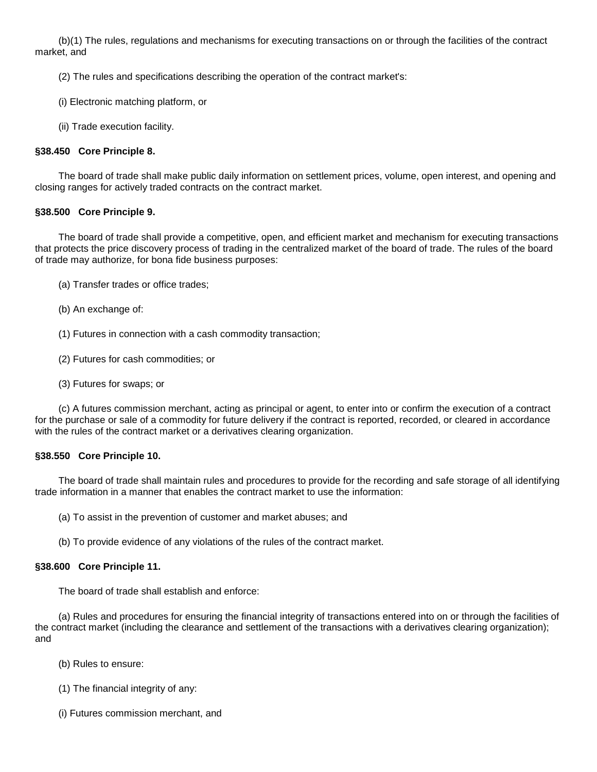(b)(1) The rules, regulations and mechanisms for executing transactions on or through the facilities of the contract market, and

(2) The rules and specifications describing the operation of the contract market's:

(i) Electronic matching platform, or

(ii) Trade execution facility.

**§38.450 Core Principle 8.**

The board of trade shall make public daily information on settlement prices, volume, open interest, and opening and closing ranges for actively traded contracts on the contract market.

**§38.500 Core Principle 9.**

The board of trade shall provide a competitive, open, and efficient market and mechanism for executing transactions that protects the price discovery process of trading in the centralized market of the board of trade. The rules of the board of trade may authorize, for bona fide business purposes:

(a) Transfer trades or office trades;

(b) An exchange of:

(1) Futures in connection with a cash commodity transaction;

(2) Futures for cash commodities; or

(3) Futures for swaps; or

(c) A futures commission merchant, acting as principal or agent, to enter into or confirm the execution of a contract for the purchase or sale of a commodity for future delivery if the contract is reported, recorded, or cleared in accordance with the rules of the contract market or a derivatives clearing organization.

**§38.550 Core Principle 10.**

The board of trade shall maintain rules and procedures to provide for the recording and safe storage of all identifying trade information in a manner that enables the contract market to use the information:

(a) To assist in the prevention of customer and market abuses; and

(b) To provide evidence of any violations of the rules of the contract market.

**§38.600 Core Principle 11.**

The board of trade shall establish and enforce:

(a) Rules and procedures for ensuring the financial integrity of transactions entered into on or through the facilities of the contract market (including the clearance and settlement of the transactions with a derivatives clearing organization); and

(b) Rules to ensure:

(1) The financial integrity of any:

(i) Futures commission merchant, and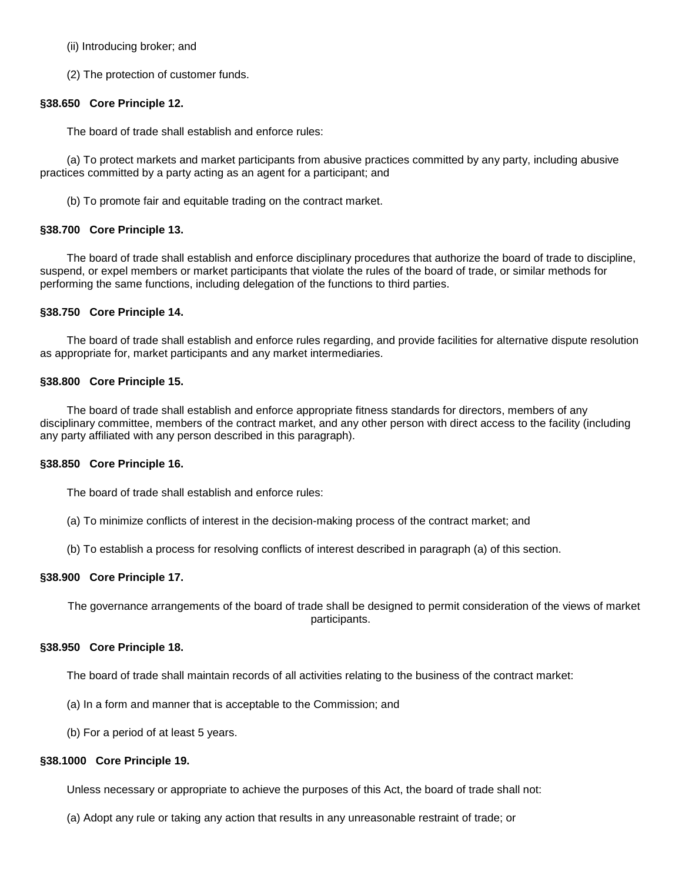(ii) Introducing broker; and

(2) The protection of customer funds.

**§38.650 Core Principle 12.**

The board of trade shall establish and enforce rules:

(a) To protect markets and market participants from abusive practices committed by any party, including abusive practices committed by a party acting as an agent for a participant; and

(b) To promote fair and equitable trading on the contract market.

**§38.700 Core Principle 13.**

The board of trade shall establish and enforce disciplinary procedures that authorize the board of trade to discipline, suspend, or expel members or market participants that violate the rules of the board of trade, or similar methods for performing the same functions, including delegation of the functions to third parties.

**§38.750 Core Principle 14.**

The board of trade shall establish and enforce rules regarding, and provide facilities for alternative dispute resolution as appropriate for, market participants and any market intermediaries.

**§38.800 Core Principle 15.**

The board of trade shall establish and enforce appropriate fitness standards for directors, members of any disciplinary committee, members of the contract market, and any other person with direct access to the facility (including any party affiliated with any person described in this paragraph).

**§38.850 Core Principle 16.**

The board of trade shall establish and enforce rules:

(a) To minimize conflicts of interest in the decision-making process of the contract market; and

(b) To establish a process for resolving conflicts of interest described in paragraph (a) of this section.

**§38.900 Core Principle 17.**

The governance arrangements of the board of trade shall be designed to permit consideration of the views of market participants.

**§38.950 Core Principle 18.**

The board of trade shall maintain records of all activities relating to the business of the contract market:

(a) In a form and manner that is acceptable to the Commission; and

(b) For a period of at least 5 years.

**§38.1000 Core Principle 19.**

Unless necessary or appropriate to achieve the purposes of this Act, the board of trade shall not:

(a) Adopt any rule or taking any action that results in any unreasonable restraint of trade; or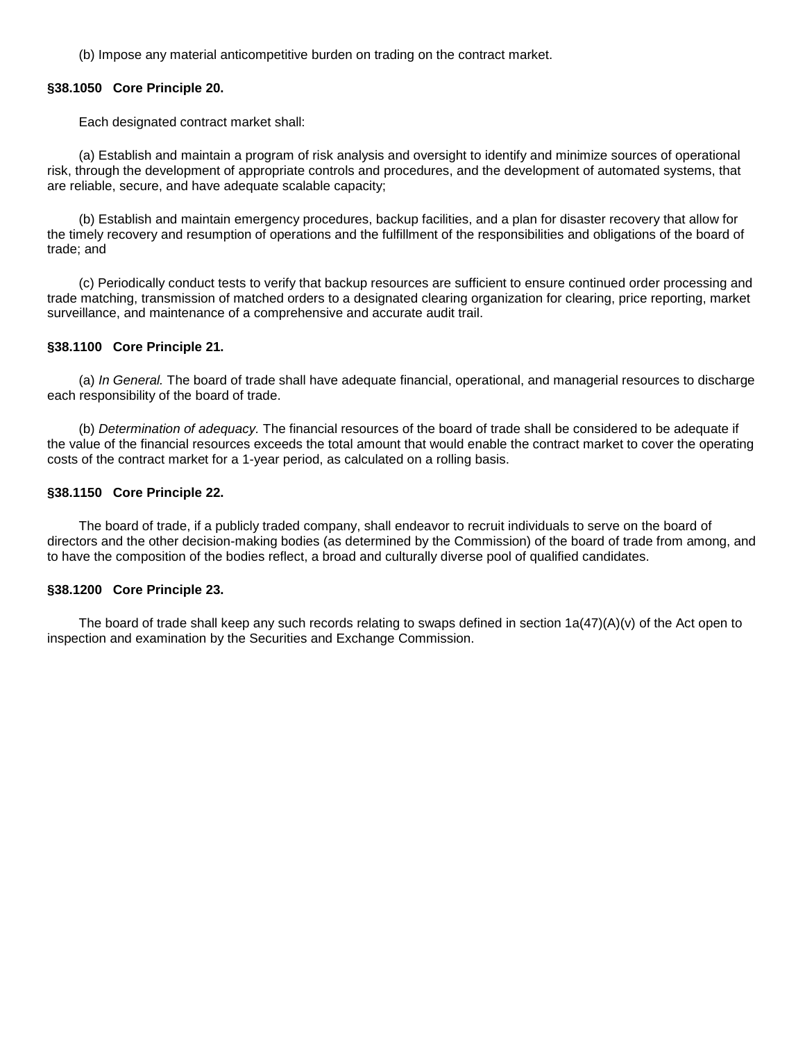(b) Impose any material anticompetitive burden on trading on the contract market.

**§38.1050 Core Principle 20.**

Each designated contract market shall:

(a) Establish and maintain a program of risk analysis and oversight to identify and minimize sources of operational risk, through the development of appropriate controls and procedures, and the development of automated systems, that are reliable, secure, and have adequate scalable capacity;

(b) Establish and maintain emergency procedures, backup facilities, and a plan for disaster recovery that allow for the timely recovery and resumption of operations and the fulfillment of the responsibilities and obligations of the board of trade; and

(c) Periodically conduct tests to verify that backup resources are sufficient to ensure continued order processing and trade matching, transmission of matched orders to a designated clearing organization for clearing, price reporting, market surveillance, and maintenance of a comprehensive and accurate audit trail.

**§38.1100 Core Principle 21.**

(a) *In General.* The board of trade shall have adequate financial, operational, and managerial resources to discharge each responsibility of the board of trade.

(b) *Determination of adequacy.* The financial resources of the board of trade shall be considered to be adequate if the value of the financial resources exceeds the total amount that would enable the contract market to cover the operating costs of the contract market for a 1-year period, as calculated on a rolling basis.

**§38.1150 Core Principle 22.**

The board of trade, if a publicly traded company, shall endeavor to recruit individuals to serve on the board of directors and the other decision-making bodies (as determined by the Commission) of the board of trade from among, and to have the composition of the bodies reflect, a broad and culturally diverse pool of qualified candidates.

**§38.1200 Core Principle 23.**

The board of trade shall keep any such records relating to swaps defined in section 1a(47)(A)(v) of the Act open to inspection and examination by the Securities and Exchange Commission.